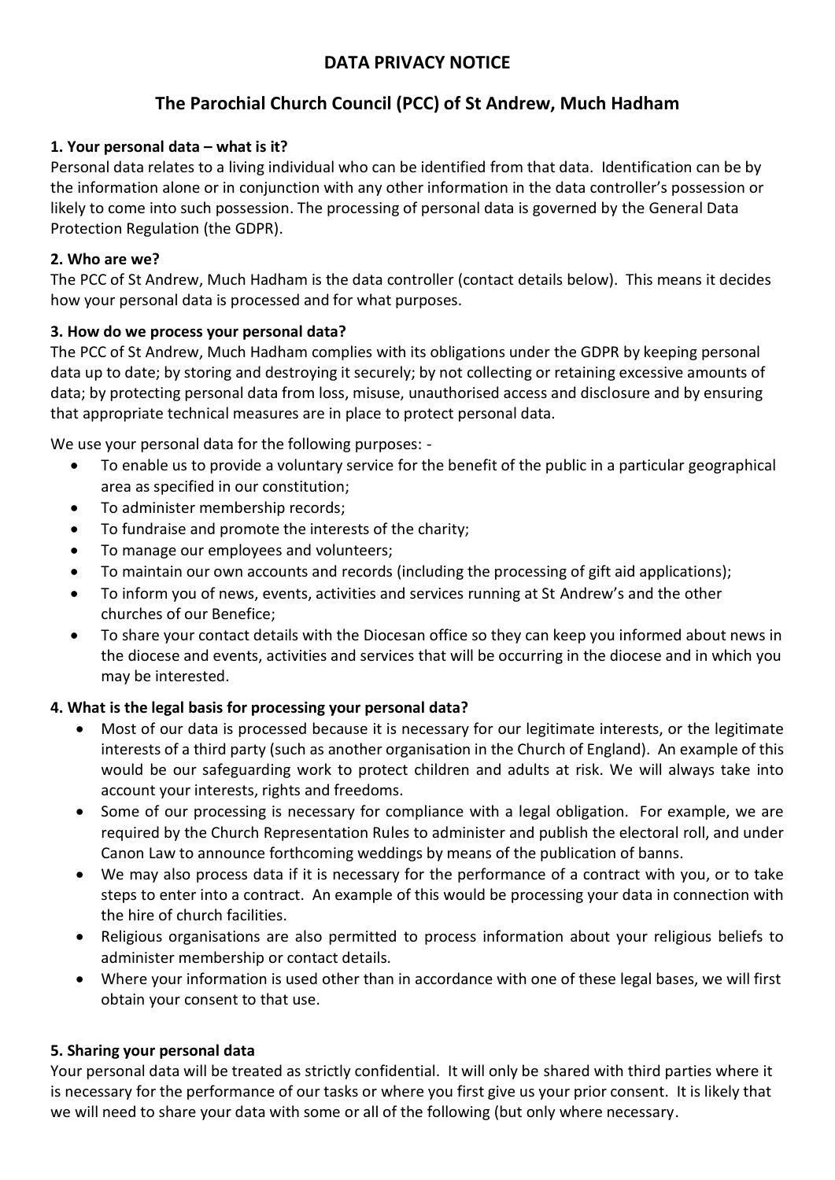# DATA PRIVACY NOTICE

## The Parochial Church Council (PCC) of St Andrew, Much Hadham

### 1. Your personal data – what is it?

Personal data relates to a living individual who can be identified from that data. Identification can be by the information alone or in conjunction with any other information in the data controller's possession or likely to come into such possession. The processing of personal data is governed by the General Data Protection Regulation (the GDPR).

### 2. Who are we?

The PCC of St Andrew, Much Hadham is the data controller (contact details below). This means it decides how your personal data is processed and for what purposes.

### 3. How do we process your personal data?

The PCC of St Andrew, Much Hadham complies with its obligations under the GDPR by keeping personal data up to date; by storing and destroying it securely; by not collecting or retaining excessive amounts of data; by protecting personal data from loss, misuse, unauthorised access and disclosure and by ensuring that appropriate technical measures are in place to protect personal data.

We use your personal data for the following purposes: -

- To enable us to provide a voluntary service for the benefit of the public in a particular geographical area as specified in our constitution;
- To administer membership records;
- To fundraise and promote the interests of the charity;
- To manage our employees and volunteers;
- To maintain our own accounts and records (including the processing of gift aid applications);
- To inform you of news, events, activities and services running at St Andrew's and the other churches of our Benefice;
- To share your contact details with the Diocesan office so they can keep you informed about news in the diocese and events, activities and services that will be occurring in the diocese and in which you may be interested.

### 4. What is the legal basis for processing your personal data?

- Most of our data is processed because it is necessary for our legitimate interests, or the legitimate interests of a third party (such as another organisation in the Church of England). An example of this would be our safeguarding work to protect children and adults at risk. We will always take into account your interests, rights and freedoms.
- Some of our processing is necessary for compliance with a legal obligation. For example, we are required by the Church Representation Rules to administer and publish the electoral roll, and under Canon Law to announce forthcoming weddings by means of the publication of banns.
- We may also process data if it is necessary for the performance of a contract with you, or to take steps to enter into a contract. An example of this would be processing your data in connection with the hire of church facilities.
- Religious organisations are also permitted to process information about your religious beliefs to administer membership or contact details.
- Where your information is used other than in accordance with one of these legal bases, we will first obtain your consent to that use.

### 5. Sharing your personal data

Your personal data will be treated as strictly confidential. It will only be shared with third parties where it is necessary for the performance of our tasks or where you first give us your prior consent. It is likely that we will need to share your data with some or all of the following (but only where necessary.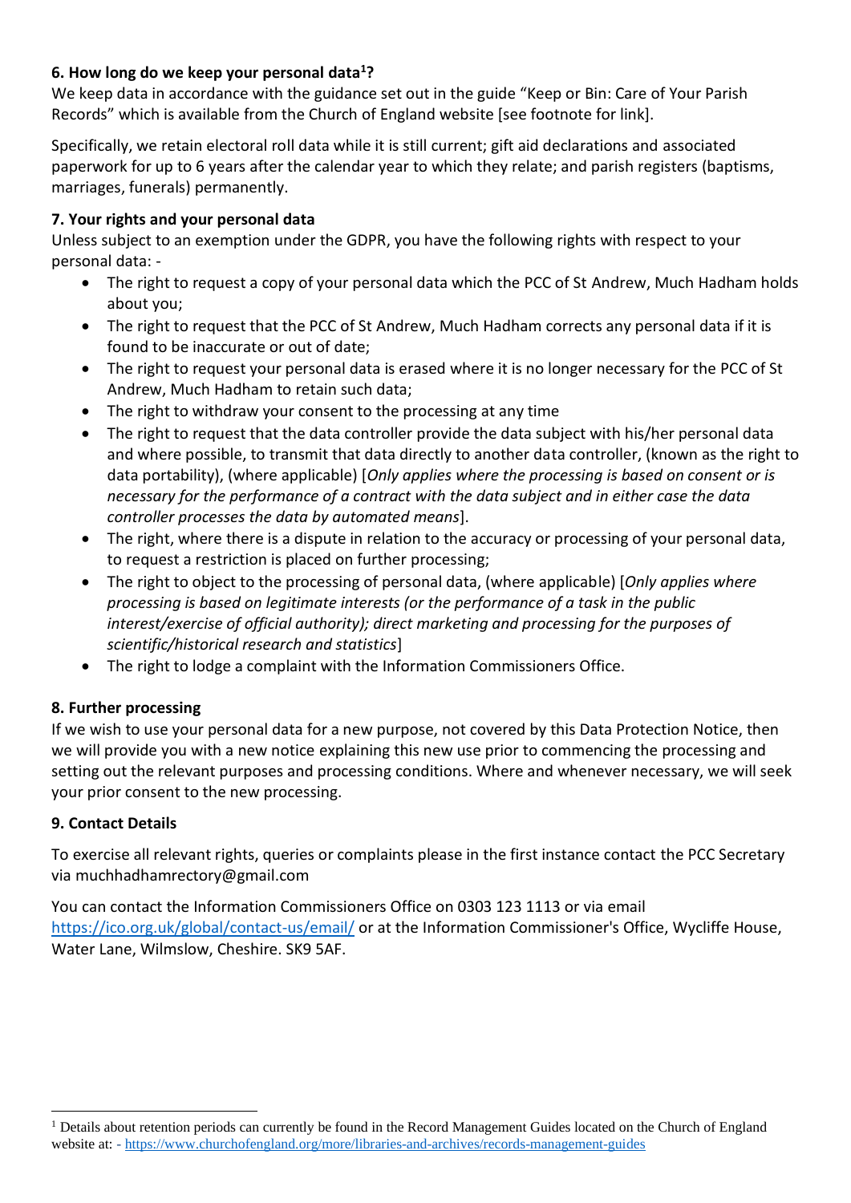### 6. How long do we keep your personal data[1]?

We keep data in accordance with the guidance set out in the guide "Keep or Bin: Care of Your Parish Records" which is available from the Church of England website [see footnote for link].

Specifically, we retain electoral roll data while it is still current; gift aid declarations and associated paperwork for up to 6 years after the calendar year to which they relate; and parish registers (baptisms, marriages, funerals) permanently.

### 7. Your rights and your personal data

Unless subject to an exemption under the GDPR, you have the following rights with respect to your personal data: -

- The right to request a copy of your personal data which the PCC of St Andrew, Much Hadham holds about you;
- The right to request that the PCC of St Andrew, Much Hadham corrects any personal data if it is found to be inaccurate or out of date;
- The right to request your personal data is erased where it is no longer necessary for the PCC of St Andrew, Much Hadham to retain such data;
- The right to withdraw your consent to the processing at any time
- The right to request that the data controller provide the data subject with his/her personal data and where possible, to transmit that data directly to another data controller, (known as the right to data portability), (where applicable) [*Only applies where the processing is based on consent or is necessary for the performance of a contract with the data subject and in either case the data controller processes the data by automated means*].
- The right, where there is a dispute in relation to the accuracy or processing of your personal data, to request a restriction is placed on further processing;
- The right to object to the processing of personal data, (where applicable) [*Only applies where processing is based on legitimate interests (or the performance of a task in the public interest/exercise of official authority); direct marketing and processing for the purposes of scientific/historical research and statistics*]
- The right to lodge a complaint with the Information Commissioners Office.

### 8. Further processing

If we wish to use your personal data for a new purpose, not covered by this Data Protection Notice, then we will provide you with a new notice explaining this new use prior to commencing the processing and setting out the relevant purposes and processing conditions. Where and whenever necessary, we will seek your prior consent to the new processing.

### 9. Contact Details

To exercise all relevant rights, queries or complaints please in the first instance contact the PCC Secretary via muchhadhamrectory@gmail.com

You can contact the Information Commissioners Office on 0303 123 1113 or via email https://ico.org.uk/global/contact-us/email/ or at the Information Commissioner's Office, Wycliffe House, Water Lane, Wilmslow, Cheshire. SK9 5AF.

---

[1] Details about retention periods can currently be found in the Record Management Guides located on the Church of England website at: - https://www.churchofengland.org/more/libraries-and-archives/records-management-guides